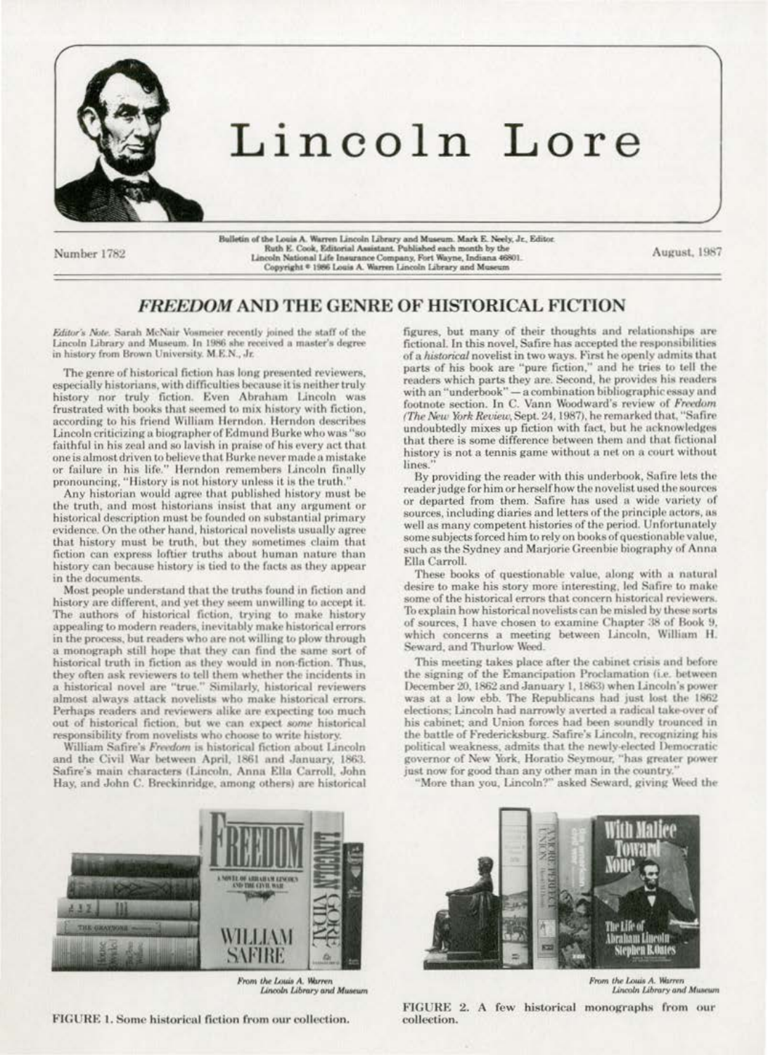# Lincoln Lore

Bulletin of the Louis A. Warren Lincoln Library and Museum. Mark E. Neely, Jr., Editor. Ruth E. Cook, Editorial Assistant. Published each month by the Lincoln National Life Insurance Company, Fort Wayne, Indiana 46801. Copyright © 1986 Louis A. Warren Lincoln Library and Museum

Number 1782 — August, 1987

## *FREEDOM* AND THE GENRE OF HISTORICAL FICTION

*Editor's Note.* Sarah McNair Vosmeier recently joined the staff of the Lincoln Library and Museum. In 1986 she received a master's degree in history from Brown University. M.E.N., Jr.

The genre of historical fiction has long presented reviewers, especially historians, with difficulties because it is neither truly history nor truly fiction. Even Abraham Lincoln was frustrated with books that seemed to mix history with fiction, according to his friend William Herndon. Herndon describes Lincoln criticizing a biographer of Edmund Burke who was "so faithful in his zeal and so lavish in praise of his every act that one is almost driven to believe that Burke never made a mistake or failure in his life." Herndon remembers Lincoln finally pronouncing, "History is not history unless it is the truth."

Any historian would agree that published history must be the truth, and most historians insist that any argument or historical description must be founded on substantial primary evidence. On the other hand, historical novelists usually agree that history must be truth, but they sometimes claim that fiction can express loftier truths about human nature than history can because history is tied to the facts as they appear in the documents.

Most people understand that the truths found in fiction and history are different, and yet they seem unwilling to accept it. The authors of historical fiction, trying to make history appealing to modern readers, inevitably make historical errors in the process, but readers who are not willing to plow through a monograph still hope that they can find the same sort of historical truth in fiction as they would in non-fiction. Thus, they often ask reviewers to tell them whether the incidents in a historical novel are "true." Similarly, historical reviewers almost always attack novelists who make historical errors. Perhaps readers and reviewers alike are expecting too much out of historical fiction, but we can expect *some* historical responsibility from novelists who choose to write history.

William Safire's *Freedom* is historical fiction about Lincoln and the Civil War between April, 1861 and January, 1863. Safire's main characters (Lincoln, Anna Ella Carroll, John Hay, and John C. Breckinridge, among others) are historical figures, but many of their thoughts and relationships are fictional. In this novel, Safire has accepted the responsibilities of a *historical* novelist in two ways. First he openly admits that parts of his book are "pure fiction," and he tries to tell the readers which parts they are. Second, he provides his readers with an "underbook" — a combination bibliographic essay and footnote section. In C. Vann Woodward's review of *Freedom* (*The New York Review*, Sept. 24, 1987), he remarked that, "Safire undoubtedly mixes up fiction with fact, but he acknowledges that there is some difference between them and that fictional history is not a tennis game without a net on a court without lines."

By providing the reader with this underbook, Safire lets the reader judge for him or herself how the novelist used the sources or departed from them. Safire has used a wide variety of sources, including diaries and letters of the principle actors, as well as many competent histories of the period. Unfortunately some subjects forced him to rely on books of questionable value, such as the Sydney and Marjorie Greenbie biography of Anna Ella Carroll.

These books of questionable value, along with a natural desire to make his story more interesting, led Safire to make some of the historical errors that concern historical reviewers. To explain how historical novelists can be misled by these sorts of sources, I have chosen to examine Chapter 38 of Book 9, which concerns a meeting between Lincoln, William H. Seward, and Thurlow Weed.

This meeting takes place after the cabinet crisis and before the signing of the Emancipation Proclamation (i.e. between December 20, 1862 and January 1, 1863) when Lincoln's power was at a low ebb. The Republicans had just lost the 1862 elections; Lincoln had narrowly averted a radical take-over of his cabinet; and Union forces had been soundly trounced in the battle of Fredericksburg. Safire's Lincoln, recognizing his political weakness, admits that the newly-elected Democratic governor of New York, Horatio Seymour, "has greater power just now for good than any other man in the country."

"More than you, Lincoln?" asked Seward, giving Weed the

*From the Louis A. Warren Lincoln Library and Museum*

FIGURE 1. Some historical fiction from our collection.

*From the Louis A. Warren Lincoln Library and Museum*

FIGURE 2. A few historical monographs from our collection.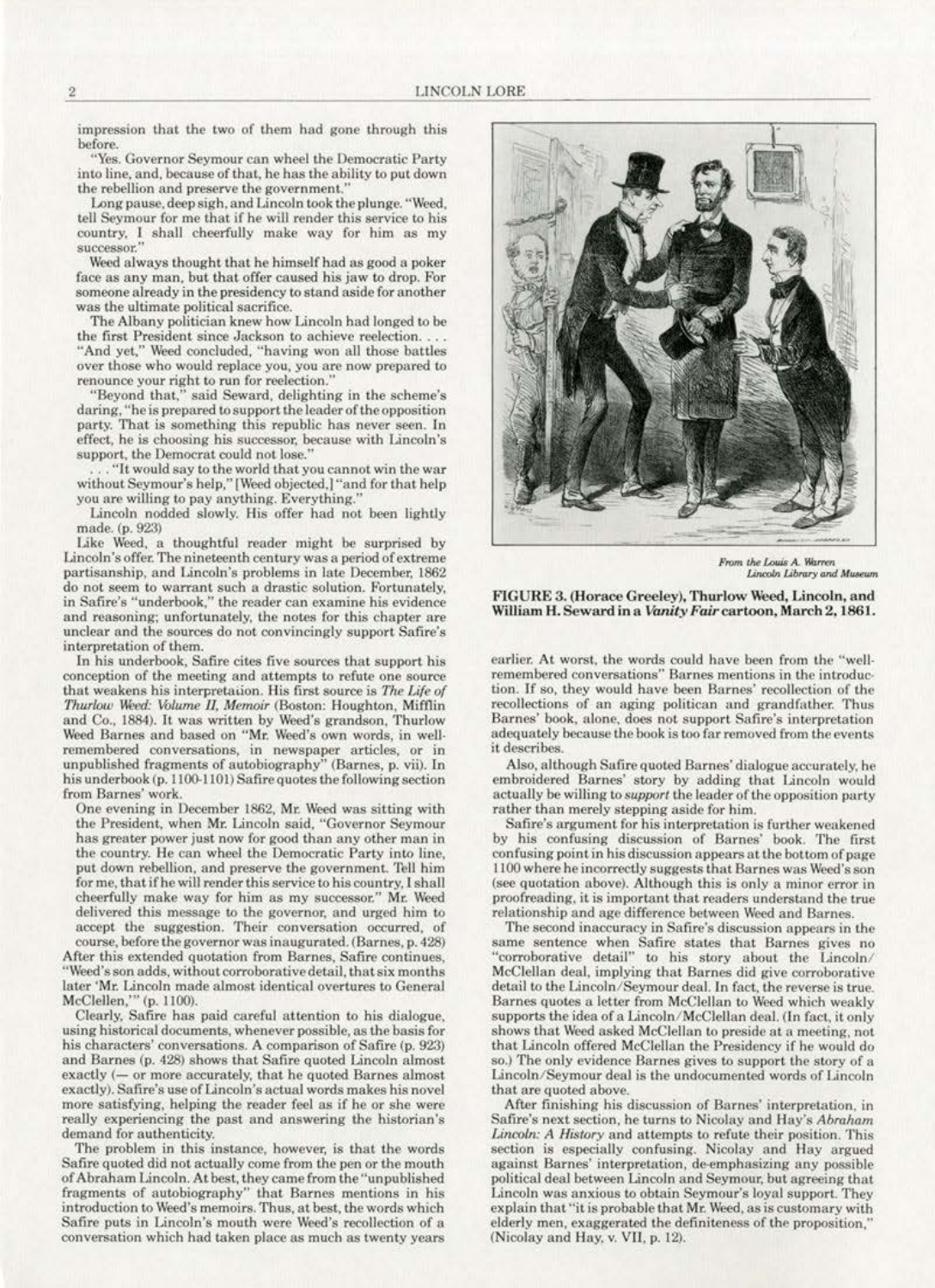impression that the two of them had gone through this before.

"Yes. Governor Seymour can wheel the Democratic Party into line, and, because of that, he has the ability to put down the rebellion and preserve the government."

Long pause, deep sigh, and Lincoln took the plunge. "Weed, tell Seymour for me that if he will render this service to his country, I shall cheerfully make way for him as my successor."

Weed always thought that he himself had as good a poker face as any man, but that offer caused his jaw to drop. For someone already in the presidency to stand aside for another was the ultimate political sacrifice.

The Albany politician knew how Lincoln had longed to be the first President since Jackson to achieve reelection. . . . "And yet," Weed concluded, "having won all those battles over those who would replace you, you are now prepared to renounce your right to run for reelection."

"Beyond that," said Seward, delighting in the scheme's daring, "he is prepared to support the leader of the opposition party. That is something this republic has never seen. In effect, he is choosing his successor, because with Lincoln's support, the Democrat could not lose."

. . . "It would say to the world that you cannot win the war without Seymour's help," [Weed objected,] "and for that help you are willing to pay anything. Everything."

Lincoln nodded slowly. His offer had not been lightly made. (p. 923)

Like Weed, a thoughtful reader might be surprised by Lincoln's offer. The nineteenth century was a period of extreme partisanship, and Lincoln's problems in late December, 1862 do not seem to warrant such a drastic solution. Fortunately, in Safire's "underbook," the reader can examine his evidence and reasoning; unfortunately, the notes for this chapter are unclear and the sources do not convincingly support Safire's interpretation of them.

In his underbook, Safire cites five sources that support his conception of the meeting and attempts to refute one source that weakens his interpretaion. His first source is *The Life of Thurlow Weed: Volume II, Memoir* (Boston: Houghton, Mifflin and Co., 1884). It was written by Weed's grandson, Thurlow Weed Barnes and based on "Mr. Weed's own words, in well-remembered conversations, in newspaper articles, or in unpublished fragments of autobiography" (Barnes, p. vii). In his underbook (p. 1100-1101) Safire quotes the following section from Barnes' work.

One evening in December 1862, Mr. Weed was sitting with the President, when Mr. Lincoln said, "Governor Seymour has greater power just now for good than any other man in the country. He can wheel the Democratic Party into line, put down rebellion, and preserve the government. Tell him for me, that if he will render this service to his country, I shall cheerfully make way for him as my successor." Mr. Weed delivered this message to the governor, and urged him to accept the suggestion. Their conversation occurred, of course, before the governor was inaugurated. (Barnes, p. 428)

After this extended quotation from Barnes, Safire continues, "Weed's son adds, without corroborative detail, that six months later 'Mr. Lincoln made almost identical overtures to General McClellen,'" (p. 1100).

Clearly, Safire has paid careful attention to his dialogue, using historical documents, whenever possible, as the basis for his characters' conversations. A comparison of Safire (p. 923) and Barnes (p. 428) shows that Safire quoted Lincoln almost exactly (— or more accurately, that he quoted Barnes almost exactly). Safire's use of Lincoln's actual words makes his novel more satisfying, helping the reader feel as if he or she were really experiencing the past and answering the historian's demand for authenticity.

The problem in this instance, however, is that the words Safire quoted did not actually come from the pen or the mouth of Abraham Lincoln. At best, they came from the "unpublished fragments of autobiography" that Barnes mentions in his introduction to Weed's memoirs. Thus, at best, the words which Safire puts in Lincoln's mouth were Weed's recollection of a conversation which had taken place as much as twenty years earlier. At worst, the words could have been from the "well-remembered conversations" Barnes mentions in the introduction. If so, they would have been Barnes' recollection of the recollections of an aging politican and grandfather. Thus Barnes' book, alone, does not support Safire's interpretation adequately because the book is too far removed from the events it describes.

*From the Louis A. Warren Lincoln Library and Museum*

**FIGURE 3. (Horace Greeley), Thurlow Weed, Lincoln, and William H. Seward in a *Vanity Fair* cartoon, March 2, 1861.**

Also, although Safire quoted Barnes' dialogue accurately, he embroidered Barnes' story by adding that Lincoln would actually be willing to *support* the leader of the opposition party rather than merely stepping aside for him.

Safire's argument for his interpretation is further weakened by his confusing discussion of Barnes' book. The first confusing point in his discussion appears at the bottom of page 1100 where he incorrectly suggests that Barnes was Weed's son (see quotation above). Although this is only a minor error in proofreading, it is important that readers understand the true relationship and age difference between Weed and Barnes.

The second inaccuracy in Safire's discussion appears in the same sentence when Safire states that Barnes gives no "corroborative detail" to his story about the Lincoln/McClellan deal, implying that Barnes did give corroborative detail to the Lincoln/Seymour deal. In fact, the reverse is true. Barnes quotes a letter from McClellan to Weed which weakly supports the idea of a Lincoln/McClellan deal. (In fact, it only shows that Weed asked McClellan to preside at a meeting, not that Lincoln offered McClellan the Presidency if he would do so.) The only evidence Barnes gives to support the story of a Lincoln/Seymour deal is the undocumented words of Lincoln that are quoted above.

After finishing his discussion of Barnes' interpretation, in Safire's next section, he turns to Nicolay and Hay's *Abraham Lincoln: A History* and attempts to refute their position. This section is especially confusing. Nicolay and Hay argued against Barnes' interpretation, de-emphasizing any possible political deal between Lincoln and Seymour, but agreeing that Lincoln was anxious to obtain Seymour's loyal support. They explain that "it is probable that Mr. Weed, as is customary with elderly men, exaggerated the definiteness of the proposition," (Nicolay and Hay, v. VII, p. 12).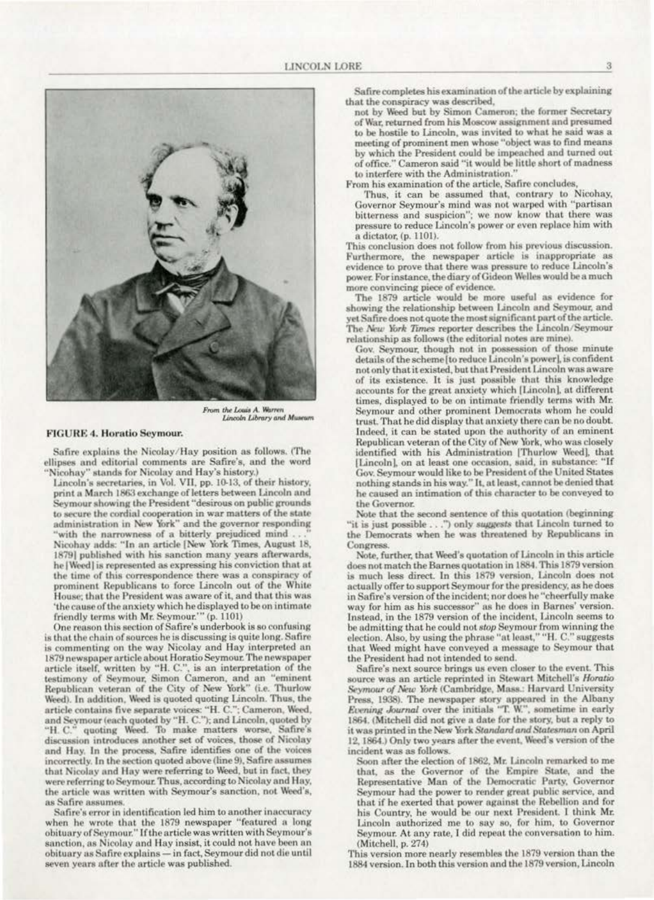*From the Louis A. Warren Lincoln Library and Museum*

**FIGURE 4. Horatio Seymour.**

Safire explains the Nicolay/Hay position as follows. (The ellipses and editorial comments are Safire's, and the word "Nicohay" stands for Nicolay and Hay's history.)

Lincoln's secretaries, in Vol. VII, pp. 10-13, of their history, print a March 1863 exchange of letters between Lincoln and Seymour showing the President "desirous on public grounds to secure the cordial cooperation in war matters of the state administration in New York" and the governor responding "with the narrowness of a bitterly prejudiced mind . . ." Nicohay adds: "In an article [New York Times, August 18, 1879] published with his sanction many years afterwards, he [Weed] is represented as expressing his conviction that at the time of this correspondence there was a conspiracy of prominent Republicans to force Lincoln out of the White House; that the President was aware of it, and that this was 'the cause of the anxiety which he displayed to be on intimate friendly terms with Mr. Seymour.'" (p. 1101)

One reason this section of Safire's underbook is so confusing is that the chain of sources he is discussing is quite long. Safire is commenting on the way Nicolay and Hay interpreted an 1879 newspaper article about Horatio Seymour. The newspaper article itself, written by "H. C.", is an interpretation of the testimony of Seymour, Simon Cameron, and an "eminent Republican veteran of the City of New York" (i.e. Thurlow Weed). In addition, Weed is quoted quoting Lincoln. Thus, the article contains five separate voices: "H. C."; Cameron, Weed, and Seymour (each quoted by "H. C."); and Lincoln, quoted by "H. C." quoting Weed. To make matters worse, Safire's discussion introduces another set of voices, those of Nicolay and Hay. In the process, Safire identifies one of the voices incorrectly. In the section quoted above (line 9), Safire assumes that Nicolay and Hay were referring to Weed, but in fact, they were referring to Seymour. Thus, according to Nicolay and Hay, the article was written with Seymour's sanction, not Weed's, as Safire assumes.

Safire's error in identification led him to another inaccuracy when he wrote that the 1879 newspaper "featured a long obituary of Seymour." If the article was written with Seymour's sanction, as Nicolay and Hay insist, it could not have been an obituary as Safire explains — in fact, Seymour did not die until seven years after the article was published.

Safire completes his examination of the article by explaining that the conspiracy was described,

> not by Weed but by Simon Cameron; the former Secretary of War, returned from his Moscow assignment and presumed to be hostile to Lincoln, was invited to what he said was a meeting of prominent men whose "object was to find means by which the President could be impeached and turned out of office." Cameron said "it would be little short of madness to interfere with the Administration."

From his examination of the article, Safire concludes,

> Thus, it can be assumed that, contrary to Nicohay, Governor Seymour's mind was not warped with "partisan bitterness and suspicion"; we now know that there was pressure to reduce Lincoln's power or even replace him with a dictator. (p. 1101).

This conclusion does not follow from his previous discussion. Furthermore, the newspaper article is inappropriate as evidence to prove that there was pressure to reduce Lincoln's power. For instance, the diary of Gideon Welles would be a much more convincing piece of evidence.

The 1879 article would be more useful as evidence for showing the relationship between Lincoln and Seymour, and yet Safire does not quote the most significant part of the article. The *New York Times* reporter describes the Lincoln/Seymour relationship as follows (the editorial notes are mine).

> Gov. Seymour, though not in possession of those minute details of the scheme [to reduce Lincoln's power], is confident not only that it existed, but that President Lincoln was aware of its existence. It is just possible that this knowledge accounts for the great anxiety which [Lincoln], at different times, displayed to be on intimate friendly terms with Mr. Seymour and other prominent Democrats whom he could trust. That he did display that anxiety there can be no doubt. Indeed, it can be stated upon the authority of an eminent Republican veteran of the City of New York, who was closely identified with his Administration [Thurlow Weed], that [Lincoln], on at least one occasion, said, in substance: "If Gov. Seymour would like to be President of the United States nothing stands in his way." It, at least, cannot be denied that he caused an intimation of this character to be conveyed to the Governor.

Note that the second sentence of this quotation (beginning "it is just possible . . .") only *suggests* that Lincoln turned to the Democrats when he was threatened by Republicans in Congress.

Note, further, that Weed's quotation of Lincoln in this article does not match the Barnes quotation in 1884. This 1879 version is much less direct. In this 1879 version, Lincoln does not actually offer to support Seymour for the presidency, as he does in Safire's version of the incident; nor does he "cheerfully make way for him as his successor" as he does in Barnes' version. Instead, in the 1879 version of the incident, Lincoln seems to be admitting that he could not *stop* Seymour from winning the election. Also, by using the phrase "at least," "H. C." suggests that Weed might have conveyed a message to Seymour that the President had not intended to send.

Safire's next source brings us even closer to the event. This source was an article reprinted in Stewart Mitchell's *Horatio Seymour of New York* (Cambridge, Mass.: Harvard University Press, 1938). The newspaper story appeared in the Albany *Evening Journal* over the initials "T. W.", sometime in early 1864. (Mitchell did not give a date for the story, but a reply to it was printed in the New York *Standard and Statesman* on April 12, 1864.) Only two years after the event, Weed's version of the incident was as follows.

> Soon after the election of 1862, Mr. Lincoln remarked to me that, as the Governor of the Empire State, and the Representative Man of the Democratic Party, Governor Seymour had the power to render great public service, and that if he exerted that power against the Rebellion and for his Country, he would be our next President. I think Mr. Lincoln authorized me to say so, for him, to Governor Seymour. At any rate, I did repeat the conversation to him. (Mitchell, p. 274)

This version more nearly resembles the 1879 version than the 1884 version. In both this version and the 1879 version, Lincoln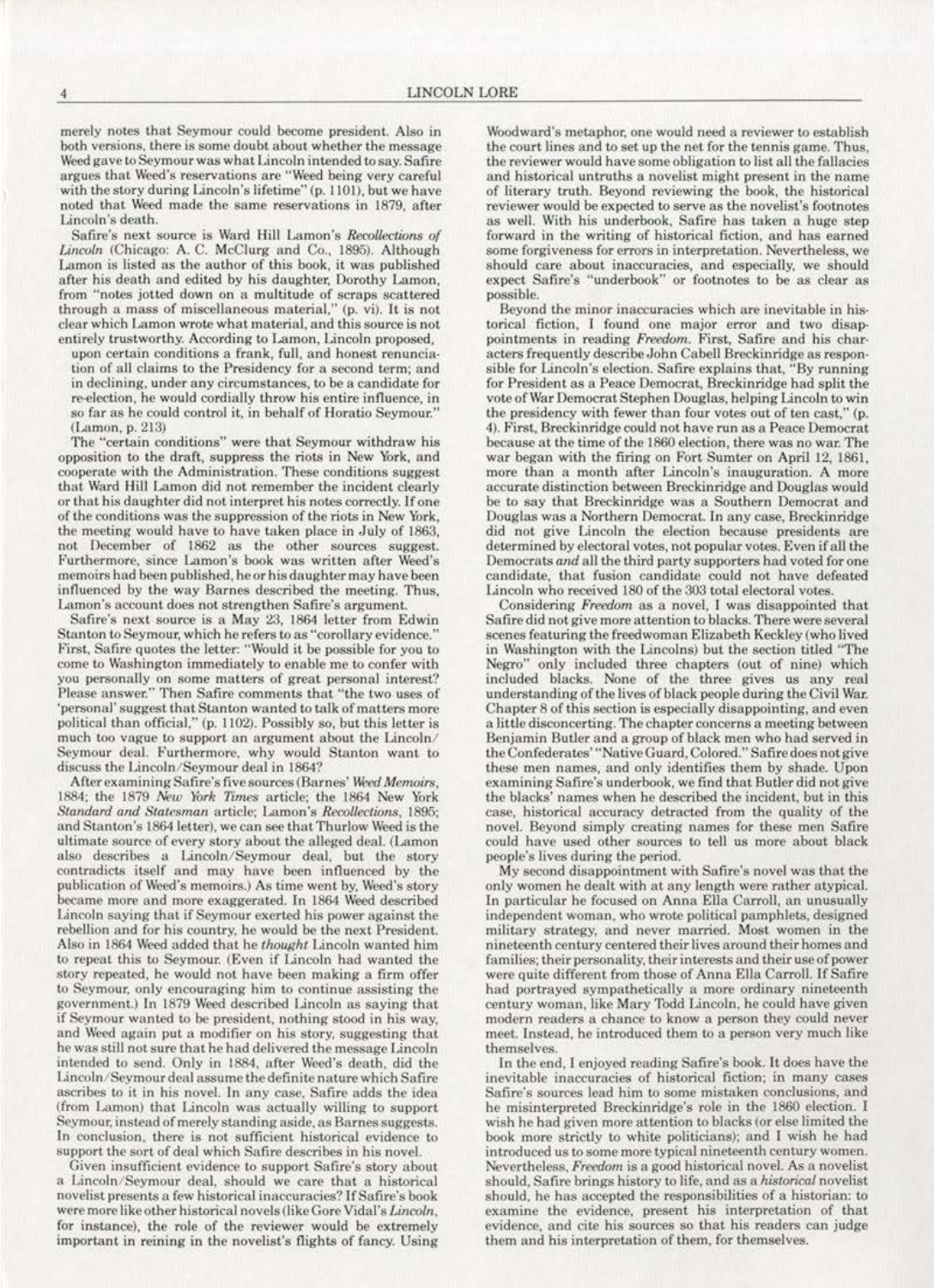merely notes that Seymour could become president. Also in both versions, there is some doubt about whether the message Weed gave to Seymour was what Lincoln intended to say. Safire argues that Weed's reservations are "Weed being very careful with the story during Lincoln's lifetime" (p. 1101), but we have noted that Weed made the same reservations in 1879, after Lincoln's death.

Safire's next source is Ward Hill Lamon's *Recollections of Lincoln* (Chicago: A. C. McClurg and Co., 1895). Although Lamon is listed as the author of this book, it was published after his death and edited by his daughter, Dorothy Lamon, from "notes jotted down on a multitude of scraps scattered through a mass of miscellaneous material," (p. vi). It is not clear which Lamon wrote what material, and this source is not entirely trustworthy. According to Lamon, Lincoln proposed,

> upon certain conditions a frank, full, and honest renunciation of all claims to the Presidency for a second term; and in declining, under any circumstances, to be a candidate for re-election, he would cordially throw his entire influence, in so far as he could control it, in behalf of Horatio Seymour." (Lamon, p. 213)

The "certain conditions" were that Seymour withdraw his opposition to the draft, suppress the riots in New York, and cooperate with the Administration. These conditions suggest that Ward Hill Lamon did not remember the incident clearly or that his daughter did not interpret his notes correctly. If one of the conditions was the suppression of the riots in New York, the meeting would have to have taken place in July of 1863, not December of 1862 as the other sources suggest. Furthermore, since Lamon's book was written after Weed's memoirs had been published, he or his daughter may have been influenced by the way Barnes described the meeting. Thus, Lamon's account does not strengthen Safire's argument.

Safire's next source is a May 23, 1864 letter from Edwin Stanton to Seymour, which he refers to as "corollary evidence." First, Safire quotes the letter: "Would it be possible for you to come to Washington immediately to enable me to confer with you personally on some matters of great personal interest? Please answer." Then Safire comments that "the two uses of 'personal' suggest that Stanton wanted to talk of matters more political than official," (p. 1102). Possibly so, but this letter is much too vague to support an argument about the Lincoln/Seymour deal. Furthermore, why would Stanton want to discuss the Lincoln/Seymour deal in 1864?

After examining Safire's five sources (Barnes' *Weed Memoirs*, 1884; the 1879 *New York Times* article; the 1864 New York *Standard and Statesman* article; Lamon's *Recollections*, 1895; and Stanton's 1864 letter), we can see that Thurlow Weed is the ultimate source of every story about the alleged deal. (Lamon also describes a Lincoln/Seymour deal, but the story contradicts itself and may have been influenced by the publication of Weed's memoirs.) As time went by, Weed's story became more and more exaggerated. In 1864 Weed described Lincoln saying that if Seymour exerted his power against the rebellion and for his country, he would be the next President. Also in 1864 Weed added that he *thought* Lincoln wanted him to repeat this to Seymour. (Even if Lincoln had wanted the story repeated, he would not have been making a firm offer to Seymour, only encouraging him to continue assisting the government.) In 1879 Weed described Lincoln as saying that if Seymour wanted to be president, nothing stood in his way, and Weed again put a modifier on his story, suggesting that he was still not sure that he had delivered the message Lincoln intended to send. Only in 1884, after Weed's death, did the Lincoln/Seymour deal assume the definite nature which Safire ascribes to it in his novel. In any case, Safire adds the idea (from Lamon) that Lincoln was actually willing to support Seymour, instead of merely standing aside, as Barnes suggests. In conclusion, there is not sufficient historical evidence to support the sort of deal which Safire describes in his novel.

Given insufficient evidence to support Safire's story about a Lincoln/Seymour deal, should we care that a historical novelist presents a few historical inaccuracies? If Safire's book were more like other historical novels (like Gore Vidal's *Lincoln*, for instance), the role of the reviewer would be extremely important in reining in the novelist's flights of fancy. Using Woodward's metaphor, one would need a reviewer to establish the court lines and to set up the net for the tennis game. Thus, the reviewer would have some obligation to list all the fallacies and historical untruths a novelist might present in the name of literary truth. Beyond reviewing the book, the historical reviewer would be expected to serve as the novelist's footnotes as well. With his underbook, Safire has taken a huge step forward in the writing of historical fiction, and has earned some forgiveness for errors in interpretation. Nevertheless, we should care about inaccuracies, and especially, we should expect Safire's "underbook" or footnotes to be as clear as possible.

Beyond the minor inaccuracies which are inevitable in historical fiction, I found one major error and two disappointments in reading *Freedom*. First, Safire and his characters frequently describe John Cabell Breckinridge as responsible for Lincoln's election. Safire explains that, "By running for President as a Peace Democrat, Breckinridge had split the vote of War Democrat Stephen Douglas, helping Lincoln to win the presidency with fewer than four votes out of ten cast," (p. 4). First, Breckinridge could not have run as a Peace Democrat because at the time of the 1860 election, there was no war. The war began with the firing on Fort Sumter on April 12, 1861, more than a month after Lincoln's inauguration. A more accurate distinction between Breckinridge and Douglas would be to say that Breckinridge was a Southern Democrat and Douglas was a Northern Democrat. In any case, Breckinridge did not give Lincoln the election because presidents are determined by electoral votes, not popular votes. Even if all the Democrats *and* all the third party supporters had voted for one candidate, that fusion candidate could not have defeated Lincoln who received 180 of the 303 total electoral votes.

Considering *Freedom* as a novel, I was disappointed that Safire did not give more attention to blacks. There were several scenes featuring the freedwoman Elizabeth Keckley (who lived in Washington with the Lincolns) but the section titled "The Negro" only included three chapters (out of nine) which included blacks. None of the three gives us any real understanding of the lives of black people during the Civil War. Chapter 8 of this section is especially disappointing, and even a little disconcerting. The chapter concerns a meeting between Benjamin Butler and a group of black men who had served in the Confederates' "Native Guard, Colored." Safire does not give these men names, and only identifies them by shade. Upon examining Safire's underbook, we find that Butler did not give the blacks' names when he described the incident, but in this case, historical accuracy detracted from the quality of the novel. Beyond simply creating names for these men Safire could have used other sources to tell us more about black people's lives during the period.

My second disappointment with Safire's novel was that the only women he dealt with at any length were rather atypical. In particular he focused on Anna Ella Carroll, an unusually independent woman, who wrote political pamphlets, designed military strategy, and never married. Most women in the nineteenth century centered their lives around their homes and families; their personality, their interests and their use of power were quite different from those of Anna Ella Carroll. If Safire had portrayed sympathetically a more ordinary nineteenth century woman, like Mary Todd Lincoln, he could have given modern readers a chance to know a person they could never meet. Instead, he introduced them to a person very much like themselves.

In the end, I enjoyed reading Safire's book. It does have the inevitable inaccuracies of historical fiction; in many cases Safire's sources lead him to some mistaken conclusions, and he misinterpreted Breckinridge's role in the 1860 election. I wish he had given more attention to blacks (or else limited the book more strictly to white politicians); and I wish he had introduced us to some more typical nineteenth century women. Nevertheless, *Freedom* is a good historical novel. As a novelist should, Safire brings history to life, and as a *historical* novelist should, he has accepted the responsibilities of a historian: to examine the evidence, present his interpretation of that evidence, and cite his sources so that his readers can judge them and his interpretation of them, for themselves.